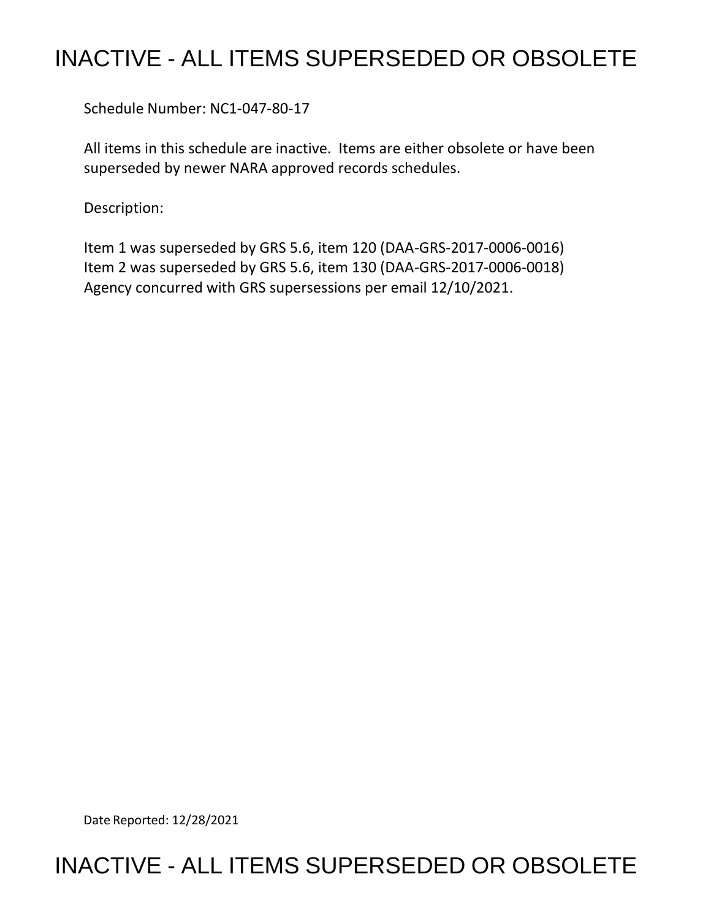# INACTIVE - ALL ITEMS SUPERSEDED OR OBSOLETE

Schedule Number: NC1-047-80-17

All items in this schedule are inactive. Items are either obsolete or have been superseded by newer NARA approved records schedules.

Description:

Item 1 was superseded by GRS 5.6, item 120 (DAA-GRS-2017-0006-0016)
Item 2 was superseded by GRS 5.6, item 130 (DAA-GRS-2017-0006-0018)
Agency concurred with GRS supersessions per email 12/10/2021.

Date Reported: 12/28/2021

# INACTIVE - ALL ITEMS SUPERSEDED OR OBSOLETE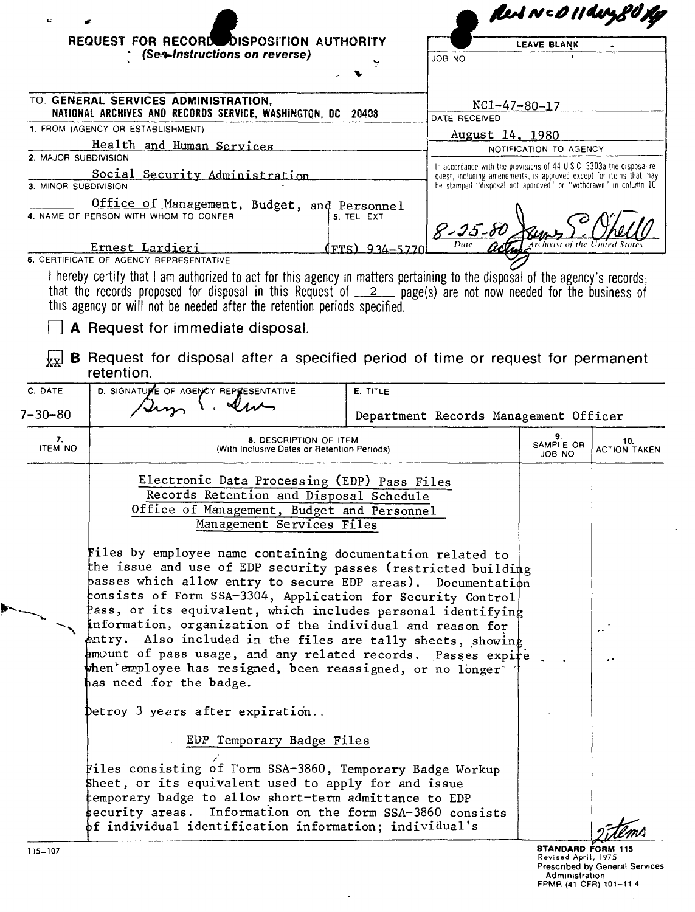Rev NCD 11 day 80 [handwritten]

## REQUEST FOR RECORDS DISPOSITION AUTHORITY

*(See Instructions on reverse)*

| LEAVE BLANK |
|---|
| JOB NO: NC1-47-80-17 |
| DATE RECEIVED: August 14, 1980 |
| NOTIFICATION TO AGENCY |
| In accordance with the provisions of 44 U.S.C. 3303a the disposal request, including amendments, is approved except for items that may be stamped "disposal not approved" or "withdrawn" in column 10 |
| 8-25-80 — Date; James E. O'Neill [signature], acting Archivist of the United States |

TO: **GENERAL SERVICES ADMINISTRATION, NATIONAL ARCHIVES AND RECORDS SERVICE, WASHINGTON, DC 20408**

1. FROM (AGENCY OR ESTABLISHMENT): Health and Human Services
2. MAJOR SUBDIVISION: Social Security Administration
3. MINOR SUBDIVISION: Office of Management, Budget, and Personnel
4. NAME OF PERSON WITH WHOM TO CONFER: Ernest Lardieri
5. TEL EXT: (FTS) 934-5770

6. CERTIFICATE OF AGENCY REPRESENTATIVE

I hereby certify that I am authorized to act for this agency in matters pertaining to the disposal of the agency's records; that the records proposed for disposal in this Request of 2 page(s) are not now needed for the business of this agency or will not be needed after the retention periods specified.

☐ **A** Request for immediate disposal.

☒ **B** Request for disposal after a specified period of time or request for permanent retention.

| C. DATE | D. SIGNATURE OF AGENCY REPRESENTATIVE | E. TITLE |
|---|---|---|
| 7-30-80 | [signature] | Department Records Management Officer |

| 7. ITEM NO | 8. DESCRIPTION OF ITEM (With Inclusive Dates or Retention Periods) | 9. SAMPLE OR JOB NO | 10. ACTION TAKEN |
|---|---|---|---|
| | Electronic Data Processing (EDP) Pass Files Records Retention and Disposal Schedule Office of Management, Budget and Personnel Management Services Files | | |
| | Files by employee name containing documentation related to the issue and use of EDP security passes (restricted building passes which allow entry to secure EDP areas). Documentation consists of Form SSA-3304, Application for Security Control Pass, or its equivalent, which includes personal identifying information, organization of the individual and reason for entry. Also included in the files are tally sheets, showing amount of pass usage, and any related records. Passes expire when employee has resigned, been reassigned, or no longer has need for the badge. | | |
| | Detroy 3 years after expiration. | | |
| | EDP Temporary Badge Files | | |
| | Files consisting of Form SSA-3860, Temporary Badge Workup Sheet, or its equivalent used to apply for and issue temporary badge to allow short-term admittance to EDP security areas. Information on the form SSA-3860 consists of individual identification information; individual's | | 2 items |

115-107

**STANDARD FORM 115**
Revised April, 1975
Prescribed by General Services Administration
FPMR (41 CFR) 101-11.4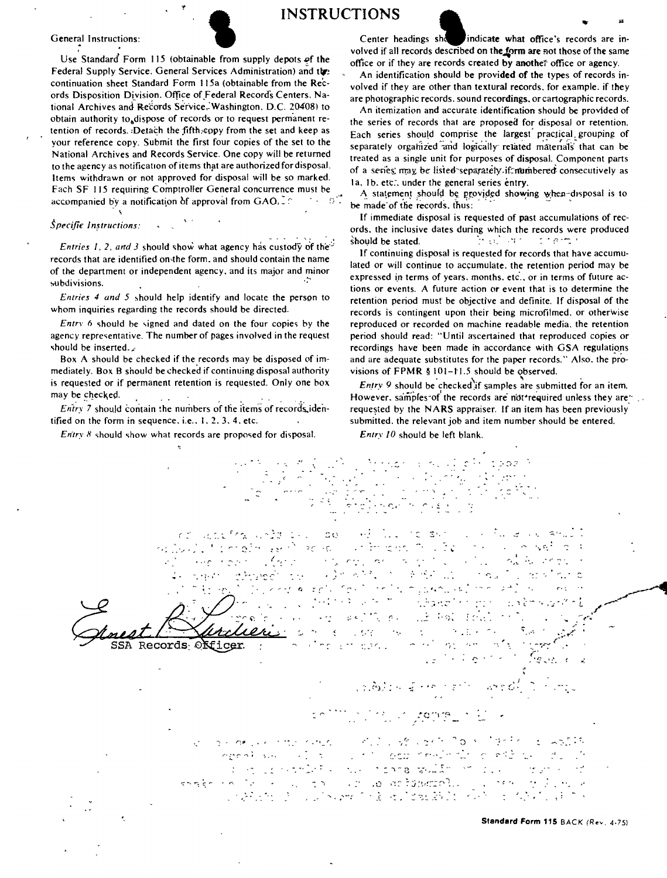# INSTRUCTIONS

General Instructions:

Use Standard Form 115 (obtainable from supply depots of the Federal Supply Service, General Services Administration) and the continuation sheet Standard Form 115a (obtainable from the Records Disposition Division, Office of Federal Records Centers, National Archives and Records Service, Washington, D.C. 20408) to obtain authority to dispose of records or to request permanent retention of records. Detach the fifth copy from the set and keep as your reference copy. Submit the first four copies of the set to the National Archives and Records Service. One copy will be returned to the agency as notification of items that are authorized for disposal. Items withdrawn or not approved for disposal will be so marked. Each SF 115 requiring Comptroller General concurrence must be accompanied by a notification of approval from GAO.

*Specific Instructions:*

*Entries 1, 2, and 3* should show what agency has custody of the records that are identified on the form, and should contain the name of the department or independent agency, and its major and minor subdivisions.

*Entries 4 and 5* should help identify and locate the person to whom inquiries regarding the records should be directed.

*Entry 6* should be signed and dated on the four copies by the agency representative. The number of pages involved in the request should be inserted.

Box A should be checked if the records may be disposed of immediately. Box B should be checked if continuing disposal authority is requested or if permanent retention is requested. Only one box may be checked.

*Entry 7* should contain the numbers of the items of records identified on the form in sequence, i.e., 1, 2, 3, 4, etc.

*Entry 8* should show what records are proposed for disposal.

Center headings should indicate what office's records are involved if all records described on the form are not those of the same office or if they are records created by another office or agency.

An identification should be provided of the types of records involved if they are other than textural records, for example, if they are photographic records, sound recordings, or cartographic records.

An itemization and accurate identification should be provided of the series of records that are proposed for disposal or retention. Each series should comprise the largest practical grouping of separately organized and logically related materials that can be treated as a single unit for purposes of disposal. Component parts of a series may be listed separately if numbered consecutively as 1a, 1b, etc., under the general series entry.

A statement should be provided showing when disposal is to be made of the records, thus:

If immediate disposal is requested of past accumulations of records, the inclusive dates during which the records were produced should be stated.

If continuing disposal is requested for records that have accumulated or will continue to accumulate, the retention period may be expressed in terms of years, months, etc., or in terms of future actions or events. A future action or event that is to determine the retention period must be objective and definite. If disposal of the records is contingent upon their being microfilmed, or otherwise reproduced or recorded on machine readable media, the retention period should read: "Until ascertained that reproduced copies or recordings have been made in accordance with GSA regulations and are adequate substitutes for the paper records." Also, the provisions of FPMR § 101-11.5 should be observed.

*Entry 9* should be checked if samples are submitted for an item. However, samples of the records are not required unless they are requested by the NARS appraiser. If an item has been previously submitted, the relevant job and item number should be entered.

*Entry 10* should be left blank.

Ernest P. Larcher
SSA Records Officer

**Standard Form 115** BACK (Rev. 4-75)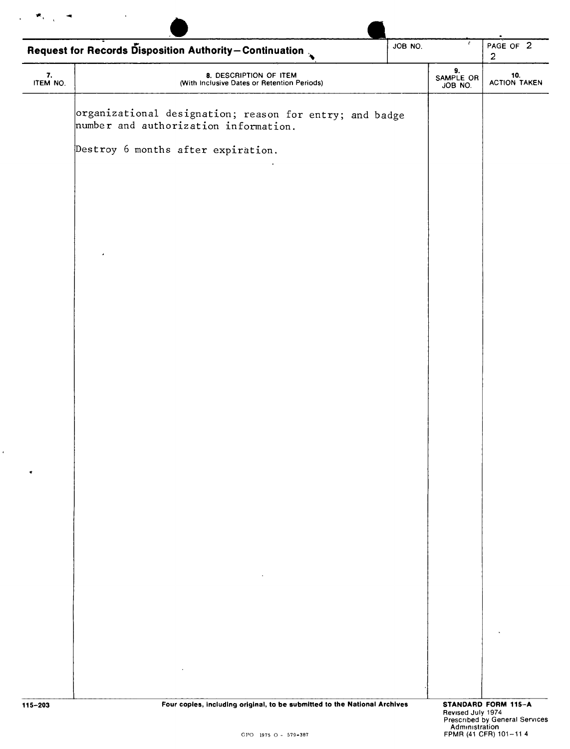## Request for Records Disposition Authority—Continuation

| JOB NO. | PAGE 2 OF 2 |
|---|---|
| | |

| 7. ITEM NO. | 8. DESCRIPTION OF ITEM (With Inclusive Dates or Retention Periods) | 9. SAMPLE OR JOB NO. | 10. ACTION TAKEN |
|---|---|---|---|
| | organizational designation; reason for entry; and badge number and authorization information.<br><br>Destroy 6 months after expiration. | | |

115-203 Four copies, including original, to be submitted to the National Archives

STANDARD FORM 115-A
Revised July 1974
Prescribed by General Services Administration
FPMR (41 CFR) 101-11 4

GPO 1975 O - 579-387